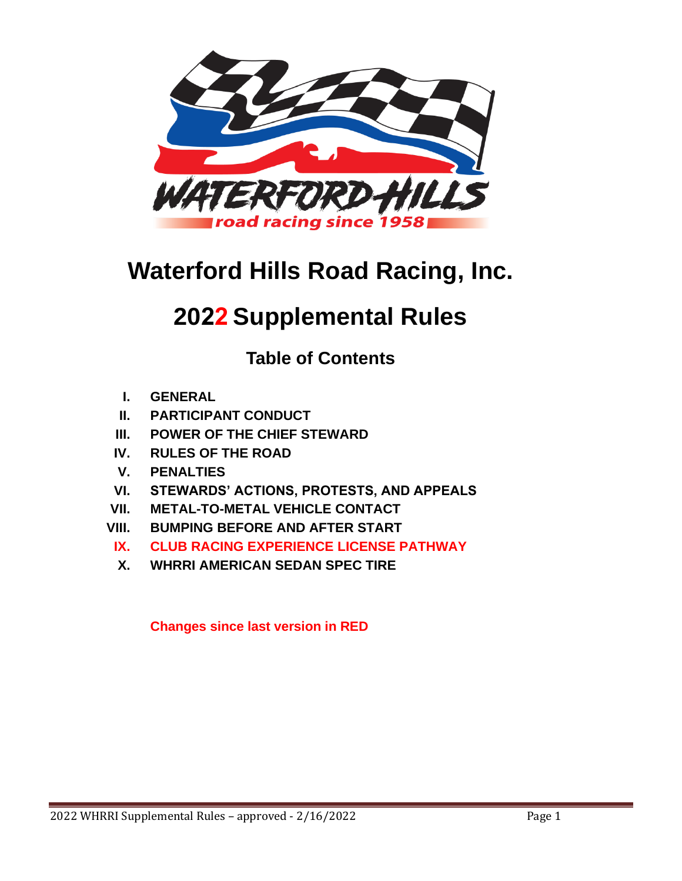# Waterford Hills Road Racing, Inc.

# 2022 Supplemental Rules

## Table of Contents

I. GENERAL
II. PARTICIPANT CONDUCT
III. POWER OF THE CHIEF STEWARD
IV. RULES OF THE ROAD
V. PENALTIES
VI. STEWARDS' ACTIONS, PROTESTS, AND APPEALS
VII. METAL-TO-METAL VEHICLE CONTACT
VIII. BUMPING BEFORE AND AFTER START
IX. CLUB RACING EXPERIENCE LICENSE PATHWAY
X. WHRRI AMERICAN SEDAN SPEC TIRE

**Changes since last version in RED**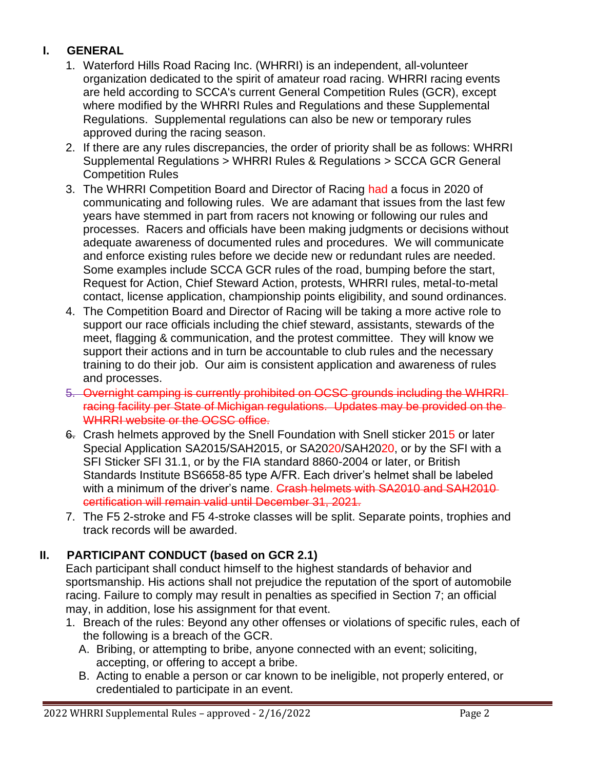## I. GENERAL

1. Waterford Hills Road Racing Inc. (WHRRI) is an independent, all-volunteer organization dedicated to the spirit of amateur road racing. WHRRI racing events are held according to SCCA's current General Competition Rules (GCR), except where modified by the WHRRI Rules and Regulations and these Supplemental Regulations. Supplemental regulations can also be new or temporary rules approved during the racing season.
2. If there are any rules discrepancies, the order of priority shall be as follows: WHRRI Supplemental Regulations > WHRRI Rules & Regulations > SCCA GCR General Competition Rules
3. The WHRRI Competition Board and Director of Racing had a focus in 2020 of communicating and following rules. We are adamant that issues from the last few years have stemmed in part from racers not knowing or following our rules and processes. Racers and officials have been making judgments or decisions without adequate awareness of documented rules and procedures. We will communicate and enforce existing rules before we decide new or redundant rules are needed. Some examples include SCCA GCR rules of the road, bumping before the start, Request for Action, Chief Steward Action, protests, WHRRI rules, metal-to-metal contact, license application, championship points eligibility, and sound ordinances.
4. The Competition Board and Director of Racing will be taking a more active role to support our race officials including the chief steward, assistants, stewards of the meet, flagging & communication, and the protest committee. They will know we support their actions and in turn be accountable to club rules and the necessary training to do their job. Our aim is consistent application and awareness of rules and processes.
5. ~~Overnight camping is currently prohibited on OCSC grounds including the WHRRI racing facility per State of Michigan regulations. Updates may be provided on the WHRRI website or the OCSC office.~~
6. Crash helmets approved by the Snell Foundation with Snell sticker 2015 or later Special Application SA2015/SAH2015, or SA2020/SAH2020, or by the SFI with a SFI Sticker SFI 31.1, or by the FIA standard 8860-2004 or later, or British Standards Institute BS6658-85 type A/FR. Each driver's helmet shall be labeled with a minimum of the driver's name. ~~Crash helmets with SA2010 and SAH2010 certification will remain valid until December 31, 2021.~~
7. The F5 2-stroke and F5 4-stroke classes will be split. Separate points, trophies and track records will be awarded.

## II. PARTICIPANT CONDUCT (based on GCR 2.1)

Each participant shall conduct himself to the highest standards of behavior and sportsmanship. His actions shall not prejudice the reputation of the sport of automobile racing. Failure to comply may result in penalties as specified in Section 7; an official may, in addition, lose his assignment for that event.

1. Breach of the rules: Beyond any other offenses or violations of specific rules, each of the following is a breach of the GCR.
   - A. Bribing, or attempting to bribe, anyone connected with an event; soliciting, accepting, or offering to accept a bribe.
   - B. Acting to enable a person or car known to be ineligible, not properly entered, or credentialed to participate in an event.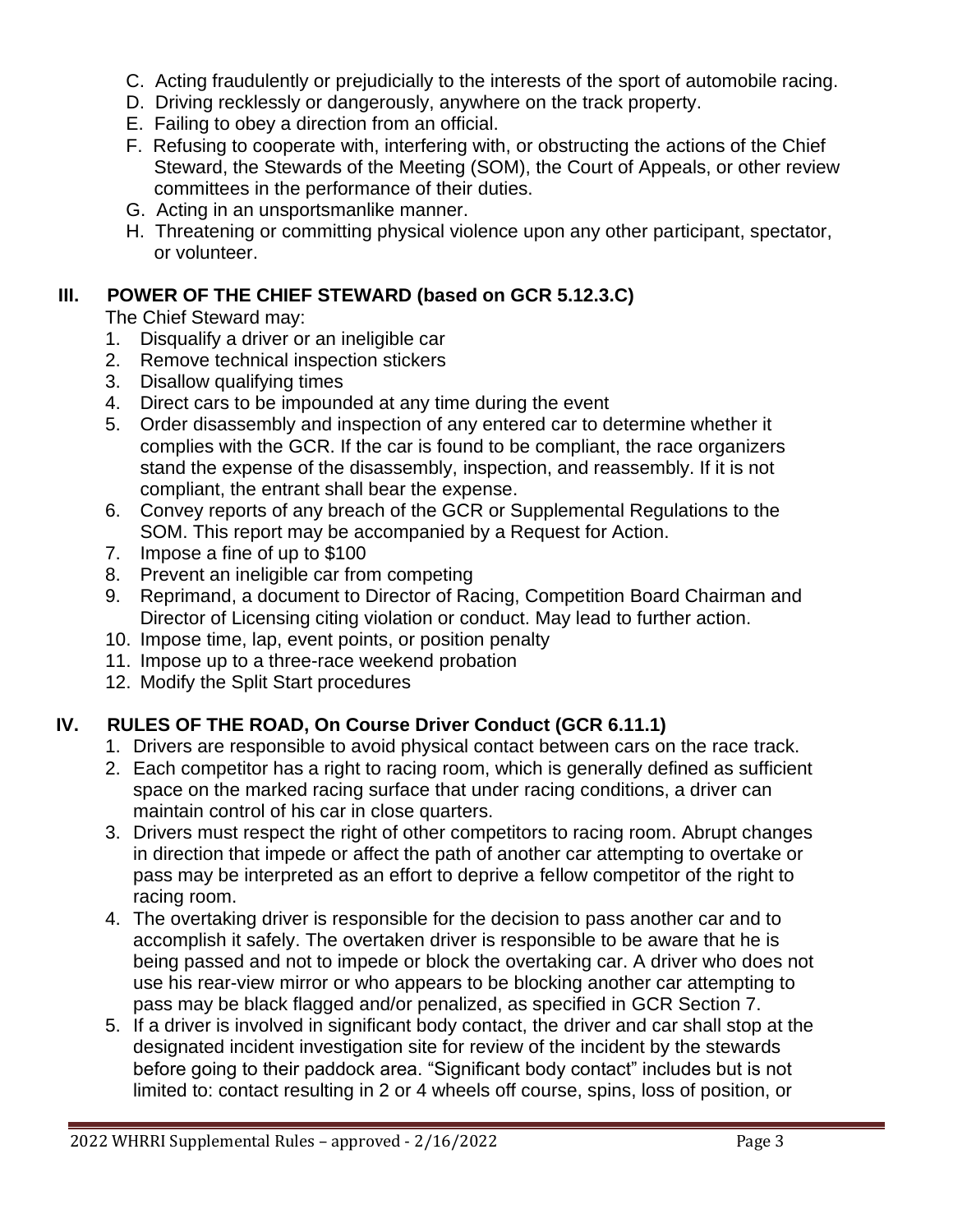C. Acting fraudulently or prejudicially to the interests of the sport of automobile racing.
D. Driving recklessly or dangerously, anywhere on the track property.
E. Failing to obey a direction from an official.
F. Refusing to cooperate with, interfering with, or obstructing the actions of the Chief Steward, the Stewards of the Meeting (SOM), the Court of Appeals, or other review committees in the performance of their duties.
G. Acting in an unsportsmanlike manner.
H. Threatening or committing physical violence upon any other participant, spectator, or volunteer.

## III. POWER OF THE CHIEF STEWARD (based on GCR 5.12.3.C)

The Chief Steward may:

1. Disqualify a driver or an ineligible car
2. Remove technical inspection stickers
3. Disallow qualifying times
4. Direct cars to be impounded at any time during the event
5. Order disassembly and inspection of any entered car to determine whether it complies with the GCR. If the car is found to be compliant, the race organizers stand the expense of the disassembly, inspection, and reassembly. If it is not compliant, the entrant shall bear the expense.
6. Convey reports of any breach of the GCR or Supplemental Regulations to the SOM. This report may be accompanied by a Request for Action.
7. Impose a fine of up to $100
8. Prevent an ineligible car from competing
9. Reprimand, a document to Director of Racing, Competition Board Chairman and Director of Licensing citing violation or conduct. May lead to further action.
10. Impose time, lap, event points, or position penalty
11. Impose up to a three-race weekend probation
12. Modify the Split Start procedures

## IV. RULES OF THE ROAD, On Course Driver Conduct (GCR 6.11.1)

1. Drivers are responsible to avoid physical contact between cars on the race track.
2. Each competitor has a right to racing room, which is generally defined as sufficient space on the marked racing surface that under racing conditions, a driver can maintain control of his car in close quarters.
3. Drivers must respect the right of other competitors to racing room. Abrupt changes in direction that impede or affect the path of another car attempting to overtake or pass may be interpreted as an effort to deprive a fellow competitor of the right to racing room.
4. The overtaking driver is responsible for the decision to pass another car and to accomplish it safely. The overtaken driver is responsible to be aware that he is being passed and not to impede or block the overtaking car. A driver who does not use his rear-view mirror or who appears to be blocking another car attempting to pass may be black flagged and/or penalized, as specified in GCR Section 7.
5. If a driver is involved in significant body contact, the driver and car shall stop at the designated incident investigation site for review of the incident by the stewards before going to their paddock area. "Significant body contact" includes but is not limited to: contact resulting in 2 or 4 wheels off course, spins, loss of position, or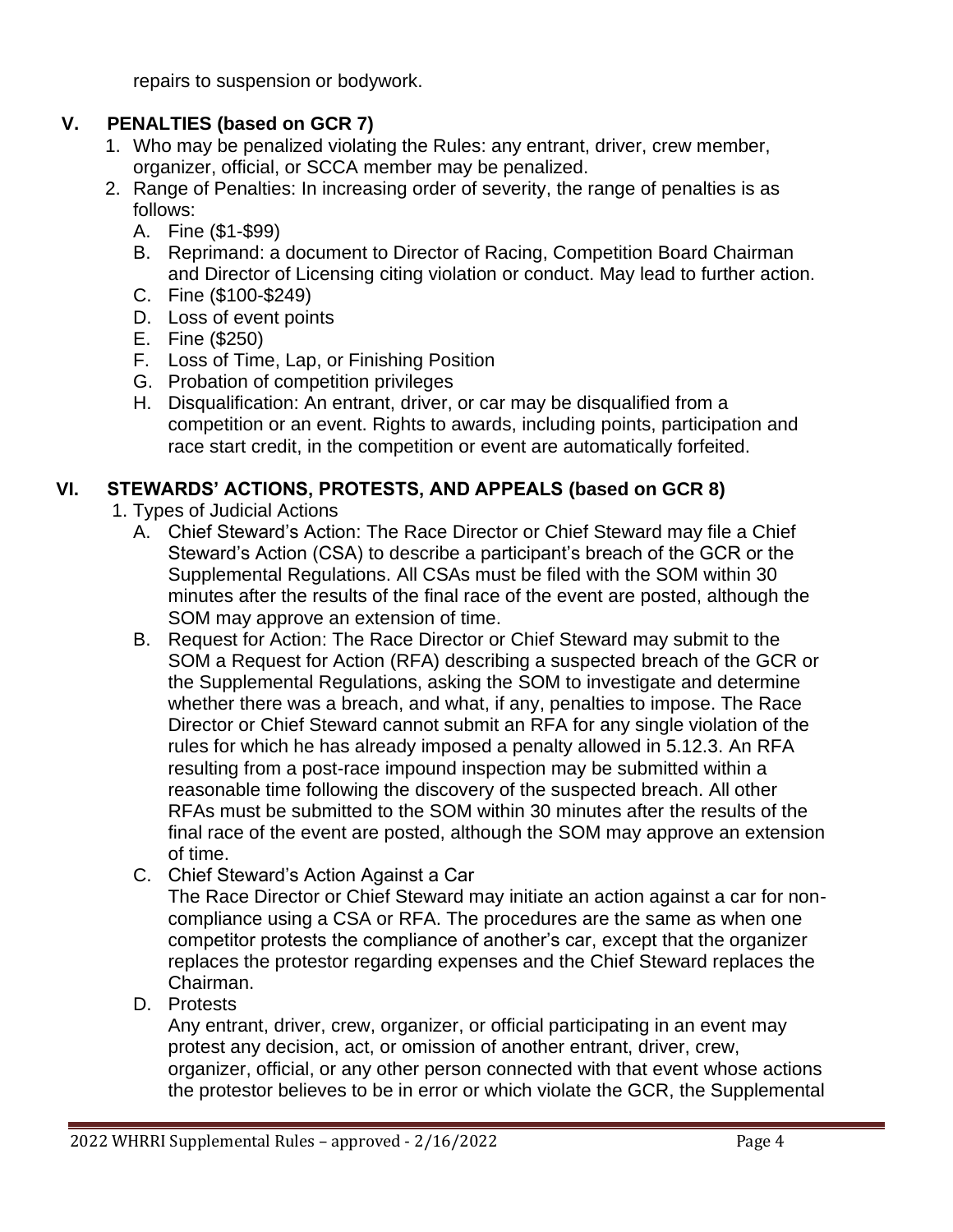repairs to suspension or bodywork.

## V. PENALTIES (based on GCR 7)

1. Who may be penalized violating the Rules: any entrant, driver, crew member, organizer, official, or SCCA member may be penalized.
2. Range of Penalties: In increasing order of severity, the range of penalties is as follows:
   - A. Fine ($1-$99)
   - B. Reprimand: a document to Director of Racing, Competition Board Chairman and Director of Licensing citing violation or conduct. May lead to further action.
   - C. Fine ($100-$249)
   - D. Loss of event points
   - E. Fine ($250)
   - F. Loss of Time, Lap, or Finishing Position
   - G. Probation of competition privileges
   - H. Disqualification: An entrant, driver, or car may be disqualified from a competition or an event. Rights to awards, including points, participation and race start credit, in the competition or event are automatically forfeited.

## VI. STEWARDS' ACTIONS, PROTESTS, AND APPEALS (based on GCR 8)

1. Types of Judicial Actions
   - A. Chief Steward's Action: The Race Director or Chief Steward may file a Chief Steward's Action (CSA) to describe a participant's breach of the GCR or the Supplemental Regulations. All CSAs must be filed with the SOM within 30 minutes after the results of the final race of the event are posted, although the SOM may approve an extension of time.
   - B. Request for Action: The Race Director or Chief Steward may submit to the SOM a Request for Action (RFA) describing a suspected breach of the GCR or the Supplemental Regulations, asking the SOM to investigate and determine whether there was a breach, and what, if any, penalties to impose. The Race Director or Chief Steward cannot submit an RFA for any single violation of the rules for which he has already imposed a penalty allowed in 5.12.3. An RFA resulting from a post-race impound inspection may be submitted within a reasonable time following the discovery of the suspected breach. All other RFAs must be submitted to the SOM within 30 minutes after the results of the final race of the event are posted, although the SOM may approve an extension of time.
   - C. Chief Steward's Action Against a Car
     The Race Director or Chief Steward may initiate an action against a car for non-compliance using a CSA or RFA. The procedures are the same as when one competitor protests the compliance of another's car, except that the organizer replaces the protestor regarding expenses and the Chief Steward replaces the Chairman.
   - D. Protests
     Any entrant, driver, crew, organizer, or official participating in an event may protest any decision, act, or omission of another entrant, driver, crew, organizer, official, or any other person connected with that event whose actions the protestor believes to be in error or which violate the GCR, the Supplemental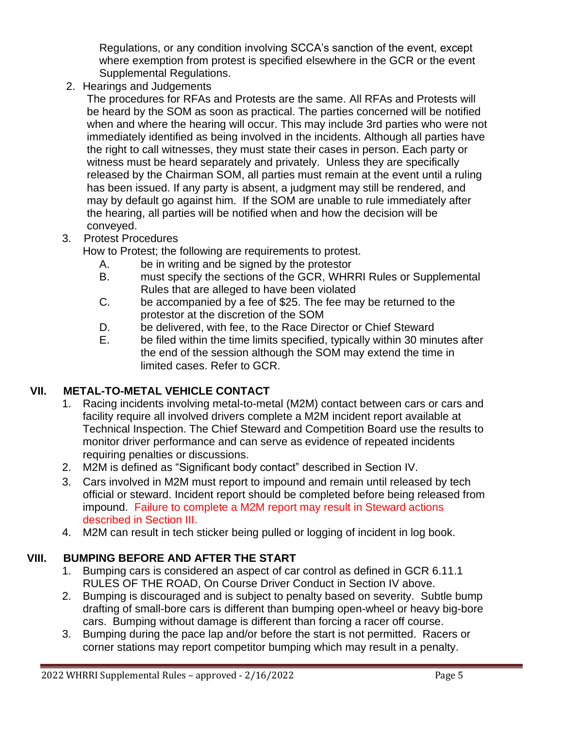Regulations, or any condition involving SCCA's sanction of the event, except where exemption from protest is specified elsewhere in the GCR or the event Supplemental Regulations.

2. Hearings and Judgements

   The procedures for RFAs and Protests are the same. All RFAs and Protests will be heard by the SOM as soon as practical. The parties concerned will be notified when and where the hearing will occur. This may include 3rd parties who were not immediately identified as being involved in the incidents. Although all parties have the right to call witnesses, they must state their cases in person. Each party or witness must be heard separately and privately. Unless they are specifically released by the Chairman SOM, all parties must remain at the event until a ruling has been issued. If any party is absent, a judgment may still be rendered, and may by default go against him. If the SOM are unable to rule immediately after the hearing, all parties will be notified when and how the decision will be conveyed.

3. Protest Procedures

   How to Protest; the following are requirements to protest.

   A. be in writing and be signed by the protestor
   B. must specify the sections of the GCR, WHRRI Rules or Supplemental Rules that are alleged to have been violated
   C. be accompanied by a fee of $25. The fee may be returned to the protestor at the discretion of the SOM
   D. be delivered, with fee, to the Race Director or Chief Steward
   E. be filed within the time limits specified, typically within 30 minutes after the end of the session although the SOM may extend the time in limited cases. Refer to GCR.

## VII. METAL-TO-METAL VEHICLE CONTACT

1. Racing incidents involving metal-to-metal (M2M) contact between cars or cars and facility require all involved drivers complete a M2M incident report available at Technical Inspection. The Chief Steward and Competition Board use the results to monitor driver performance and can serve as evidence of repeated incidents requiring penalties or discussions.
2. M2M is defined as "Significant body contact" described in Section IV.
3. Cars involved in M2M must report to impound and remain until released by tech official or steward. Incident report should be completed before being released from impound. Failure to complete a M2M report may result in Steward actions described in Section III.
4. M2M can result in tech sticker being pulled or logging of incident in log book.

## VIII. BUMPING BEFORE AND AFTER THE START

1. Bumping cars is considered an aspect of car control as defined in GCR 6.11.1 RULES OF THE ROAD, On Course Driver Conduct in Section IV above.
2. Bumping is discouraged and is subject to penalty based on severity. Subtle bump drafting of small-bore cars is different than bumping open-wheel or heavy big-bore cars. Bumping without damage is different than forcing a racer off course.
3. Bumping during the pace lap and/or before the start is not permitted. Racers or corner stations may report competitor bumping which may result in a penalty.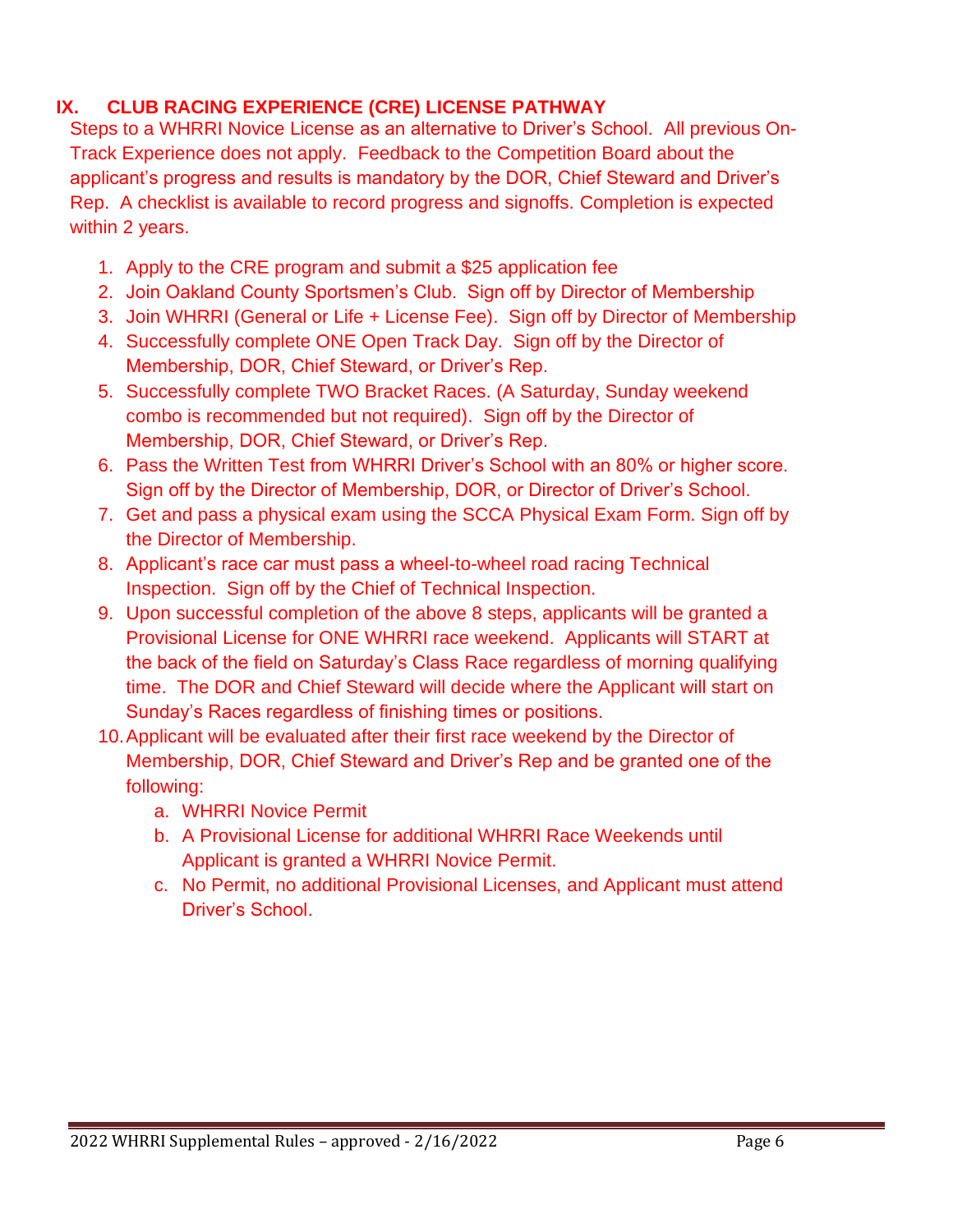## IX. CLUB RACING EXPERIENCE (CRE) LICENSE PATHWAY

Steps to a WHRRI Novice License as an alternative to Driver's School. All previous On-Track Experience does not apply. Feedback to the Competition Board about the applicant's progress and results is mandatory by the DOR, Chief Steward and Driver's Rep. A checklist is available to record progress and signoffs. Completion is expected within 2 years.

1. Apply to the CRE program and submit a $25 application fee
2. Join Oakland County Sportsmen's Club. Sign off by Director of Membership
3. Join WHRRI (General or Life + License Fee). Sign off by Director of Membership
4. Successfully complete ONE Open Track Day. Sign off by the Director of Membership, DOR, Chief Steward, or Driver's Rep.
5. Successfully complete TWO Bracket Races. (A Saturday, Sunday weekend combo is recommended but not required). Sign off by the Director of Membership, DOR, Chief Steward, or Driver's Rep.
6. Pass the Written Test from WHRRI Driver's School with an 80% or higher score. Sign off by the Director of Membership, DOR, or Director of Driver's School.
7. Get and pass a physical exam using the SCCA Physical Exam Form. Sign off by the Director of Membership.
8. Applicant's race car must pass a wheel-to-wheel road racing Technical Inspection. Sign off by the Chief of Technical Inspection.
9. Upon successful completion of the above 8 steps, applicants will be granted a Provisional License for ONE WHRRI race weekend. Applicants will START at the back of the field on Saturday's Class Race regardless of morning qualifying time. The DOR and Chief Steward will decide where the Applicant will start on Sunday's Races regardless of finishing times or positions.
10. Applicant will be evaluated after their first race weekend by the Director of Membership, DOR, Chief Steward and Driver's Rep and be granted one of the following:
    a. WHRRI Novice Permit
    b. A Provisional License for additional WHRRI Race Weekends until Applicant is granted a WHRRI Novice Permit.
    c. No Permit, no additional Provisional Licenses, and Applicant must attend Driver's School.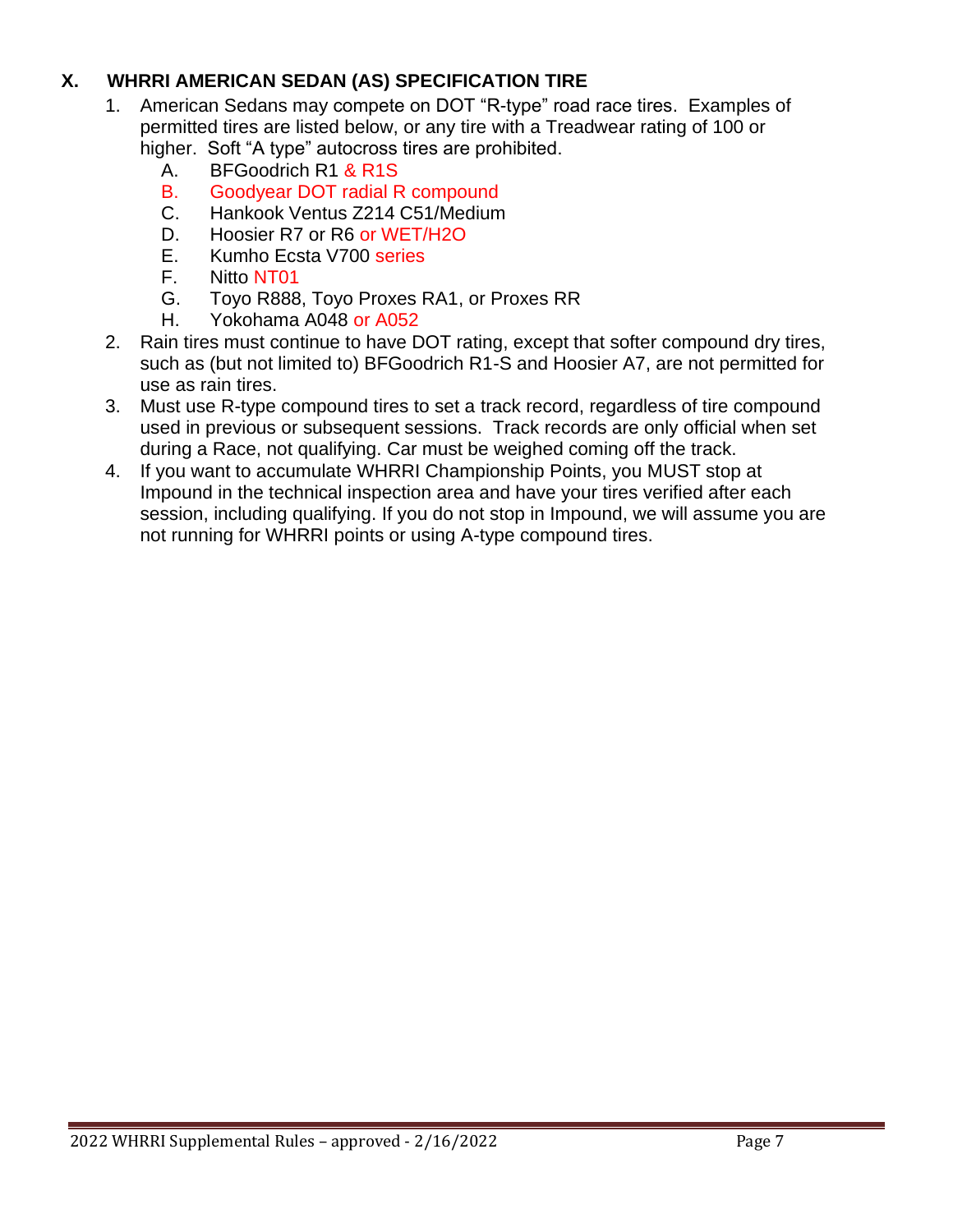## X. WHRRI AMERICAN SEDAN (AS) SPECIFICATION TIRE

1. American Sedans may compete on DOT "R-type" road race tires. Examples of permitted tires are listed below, or any tire with a Treadwear rating of 100 or higher. Soft "A type" autocross tires are prohibited.
   - A. BFGoodrich R1 & R1S
   - B. Goodyear DOT radial R compound
   - C. Hankook Ventus Z214 C51/Medium
   - D. Hoosier R7 or R6 or WET/H2O
   - E. Kumho Ecsta V700 series
   - F. Nitto NT01
   - G. Toyo R888, Toyo Proxes RA1, or Proxes RR
   - H. Yokohama A048 or A052
2. Rain tires must continue to have DOT rating, except that softer compound dry tires, such as (but not limited to) BFGoodrich R1-S and Hoosier A7, are not permitted for use as rain tires.
3. Must use R-type compound tires to set a track record, regardless of tire compound used in previous or subsequent sessions. Track records are only official when set during a Race, not qualifying. Car must be weighed coming off the track.
4. If you want to accumulate WHRRI Championship Points, you MUST stop at Impound in the technical inspection area and have your tires verified after each session, including qualifying. If you do not stop in Impound, we will assume you are not running for WHRRI points or using A-type compound tires.